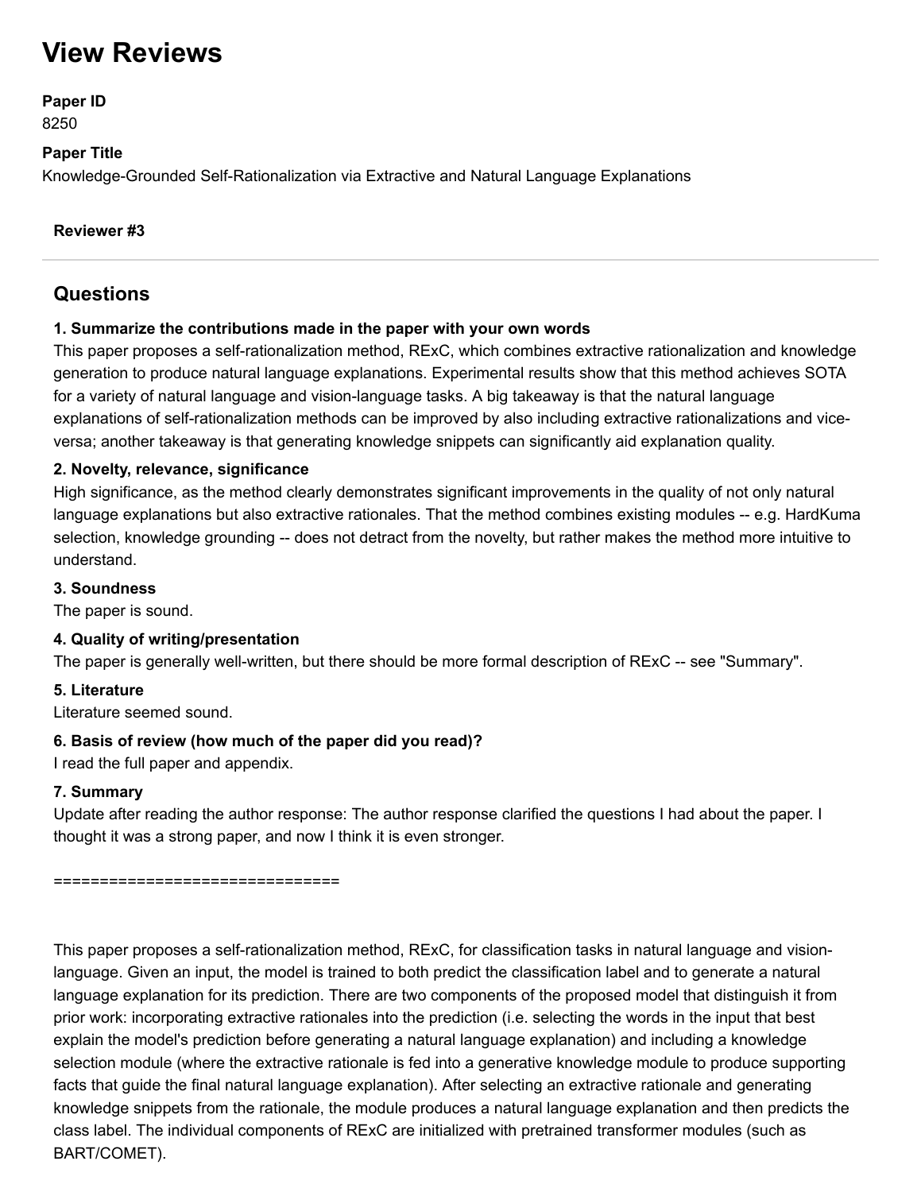# View Reviews

**Paper ID**

8250

**Paper Title**

Knowledge-Grounded Self-Rationalization via Extractive and Natural Language Explanations

**Reviewer #3**

---

## Questions

**1. Summarize the contributions made in the paper with your own words**

This paper proposes a self-rationalization method, RExC, which combines extractive rationalization and knowledge generation to produce natural language explanations. Experimental results show that this method achieves SOTA for a variety of natural language and vision-language tasks. A big takeaway is that the natural language explanations of self-rationalization methods can be improved by also including extractive rationalizations and vice-versa; another takeaway is that generating knowledge snippets can significantly aid explanation quality.

**2. Novelty, relevance, significance**

High significance, as the method clearly demonstrates significant improvements in the quality of not only natural language explanations but also extractive rationales. That the method combines existing modules -- e.g. HardKuma selection, knowledge grounding -- does not detract from the novelty, but rather makes the method more intuitive to understand.

**3. Soundness**

The paper is sound.

**4. Quality of writing/presentation**

The paper is generally well-written, but there should be more formal description of RExC -- see "Summary".

**5. Literature**

Literature seemed sound.

**6. Basis of review (how much of the paper did you read)?**

I read the full paper and appendix.

**7. Summary**

Update after reading the author response: The author response clarified the questions I had about the paper. I thought it was a strong paper, and now I think it is even stronger.

==============================

This paper proposes a self-rationalization method, RExC, for classification tasks in natural language and vision-language. Given an input, the model is trained to both predict the classification label and to generate a natural language explanation for its prediction. There are two components of the proposed model that distinguish it from prior work: incorporating extractive rationales into the prediction (i.e. selecting the words in the input that best explain the model's prediction before generating a natural language explanation) and including a knowledge selection module (where the extractive rationale is fed into a generative knowledge module to produce supporting facts that guide the final natural language explanation). After selecting an extractive rationale and generating knowledge snippets from the rationale, the module produces a natural language explanation and then predicts the class label. The individual components of RExC are initialized with pretrained transformer modules (such as BART/COMET).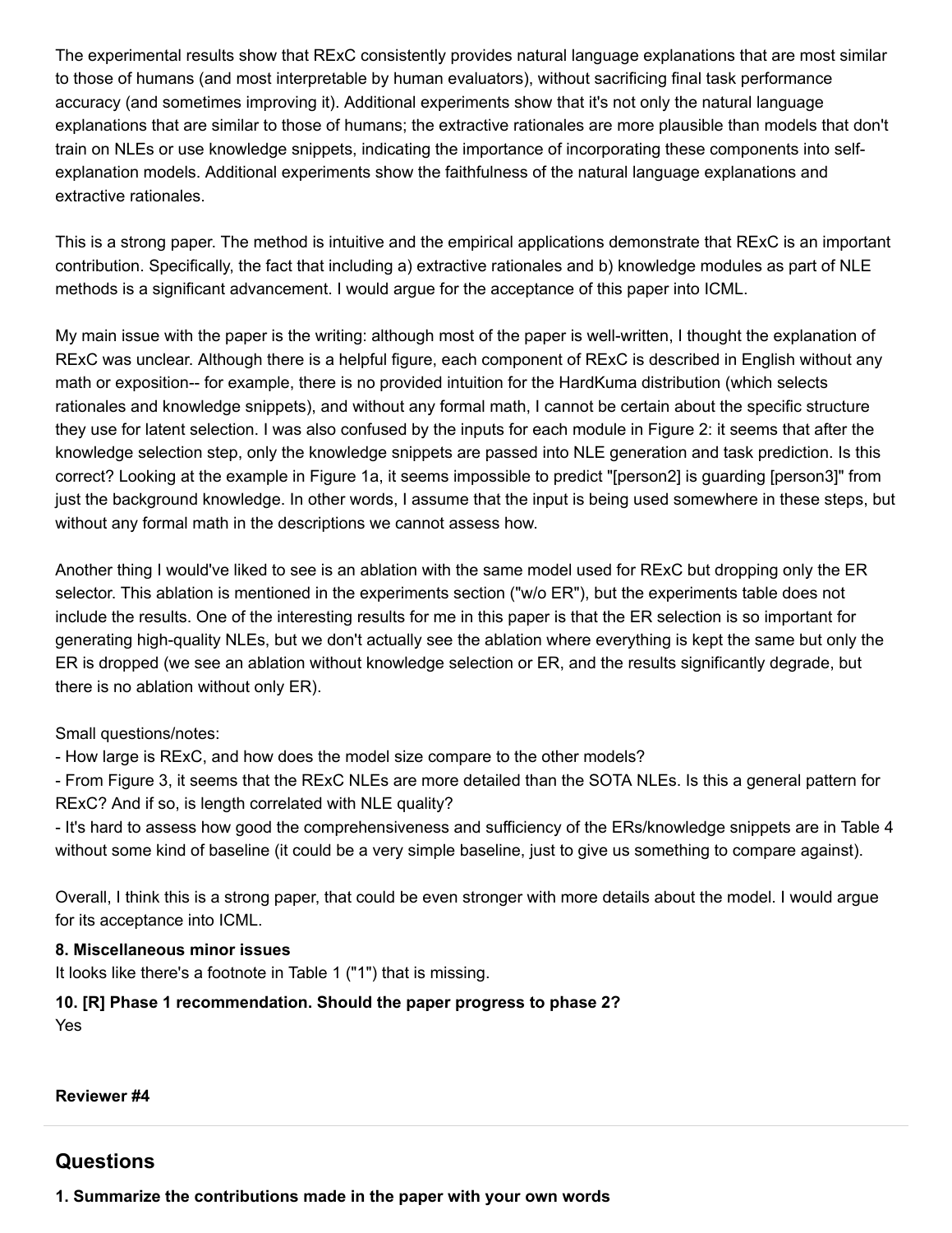The experimental results show that RExC consistently provides natural language explanations that are most similar to those of humans (and most interpretable by human evaluators), without sacrificing final task performance accuracy (and sometimes improving it). Additional experiments show that it's not only the natural language explanations that are similar to those of humans; the extractive rationales are more plausible than models that don't train on NLEs or use knowledge snippets, indicating the importance of incorporating these components into self-explanation models. Additional experiments show the faithfulness of the natural language explanations and extractive rationales.

This is a strong paper. The method is intuitive and the empirical applications demonstrate that RExC is an important contribution. Specifically, the fact that including a) extractive rationales and b) knowledge modules as part of NLE methods is a significant advancement. I would argue for the acceptance of this paper into ICML.

My main issue with the paper is the writing: although most of the paper is well-written, I thought the explanation of RExC was unclear. Although there is a helpful figure, each component of RExC is described in English without any math or exposition-- for example, there is no provided intuition for the HardKuma distribution (which selects rationales and knowledge snippets), and without any formal math, I cannot be certain about the specific structure they use for latent selection. I was also confused by the inputs for each module in Figure 2: it seems that after the knowledge selection step, only the knowledge snippets are passed into NLE generation and task prediction. Is this correct? Looking at the example in Figure 1a, it seems impossible to predict "[person2] is guarding [person3]" from just the background knowledge. In other words, I assume that the input is being used somewhere in these steps, but without any formal math in the descriptions we cannot assess how.

Another thing I would've liked to see is an ablation with the same model used for RExC but dropping only the ER selector. This ablation is mentioned in the experiments section ("w/o ER"), but the experiments table does not include the results. One of the interesting results for me in this paper is that the ER selection is so important for generating high-quality NLEs, but we don't actually see the ablation where everything is kept the same but only the ER is dropped (we see an ablation without knowledge selection or ER, and the results significantly degrade, but there is no ablation without only ER).

Small questions/notes:
- How large is RExC, and how does the model size compare to the other models?
- From Figure 3, it seems that the RExC NLEs are more detailed than the SOTA NLEs. Is this a general pattern for RExC? And if so, is length correlated with NLE quality?
- It's hard to assess how good the comprehensiveness and sufficiency of the ERs/knowledge snippets are in Table 4 without some kind of baseline (it could be a very simple baseline, just to give us something to compare against).

Overall, I think this is a strong paper, that could be even stronger with more details about the model. I would argue for its acceptance into ICML.

**8. Miscellaneous minor issues**

It looks like there's a footnote in Table 1 ("1") that is missing.

**10. [R] Phase 1 recommendation. Should the paper progress to phase 2?**

Yes

**Reviewer #4**

## Questions

**1. Summarize the contributions made in the paper with your own words**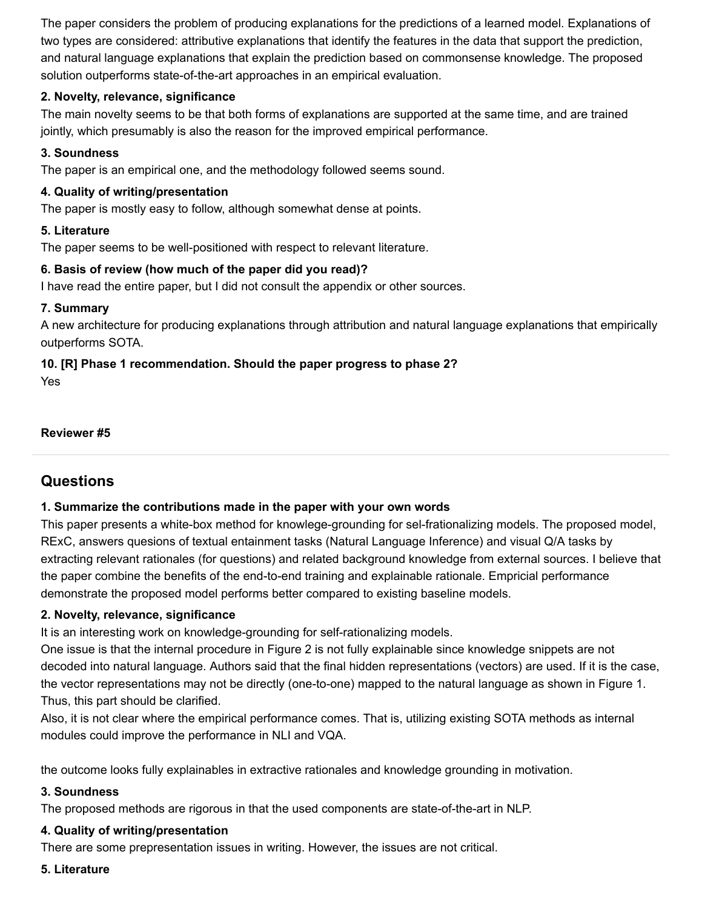The paper considers the problem of producing explanations for the predictions of a learned model. Explanations of two types are considered: attributive explanations that identify the features in the data that support the prediction, and natural language explanations that explain the prediction based on commonsense knowledge. The proposed solution outperforms state-of-the-art approaches in an empirical evaluation.

**2. Novelty, relevance, significance**

The main novelty seems to be that both forms of explanations are supported at the same time, and are trained jointly, which presumably is also the reason for the improved empirical performance.

**3. Soundness**

The paper is an empirical one, and the methodology followed seems sound.

**4. Quality of writing/presentation**

The paper is mostly easy to follow, although somewhat dense at points.

**5. Literature**

The paper seems to be well-positioned with respect to relevant literature.

**6. Basis of review (how much of the paper did you read)?**

I have read the entire paper, but I did not consult the appendix or other sources.

**7. Summary**

A new architecture for producing explanations through attribution and natural language explanations that empirically outperforms SOTA.

**10. [R] Phase 1 recommendation. Should the paper progress to phase 2?**

Yes

**Reviewer #5**

## Questions

**1. Summarize the contributions made in the paper with your own words**

This paper presents a white-box method for knowlege-grounding for sel-frationalizing models. The proposed model, RExC, answers quesions of textual entainment tasks (Natural Language Inference) and visual Q/A tasks by extracting relevant rationales (for questions) and related background knowledge from external sources. I believe that the paper combine the benefits of the end-to-end training and explainable rationale. Empricial performance demonstrate the proposed model performs better compared to existing baseline models.

**2. Novelty, relevance, significance**

It is an interesting work on knowledge-grounding for self-rationalizing models.
One issue is that the internal procedure in Figure 2 is not fully explainable since knowledge snippets are not decoded into natural language. Authors said that the final hidden representations (vectors) are used. If it is the case, the vector representations may not be directly (one-to-one) mapped to the natural language as shown in Figure 1. Thus, this part should be clarified.
Also, it is not clear where the empirical performance comes. That is, utilizing existing SOTA methods as internal modules could improve the performance in NLI and VQA.

the outcome looks fully explainables in extractive rationales and knowledge grounding in motivation.

**3. Soundness**

The proposed methods are rigorous in that the used components are state-of-the-art in NLP.

**4. Quality of writing/presentation**

There are some prepresentation issues in writing. However, the issues are not critical.

**5. Literature**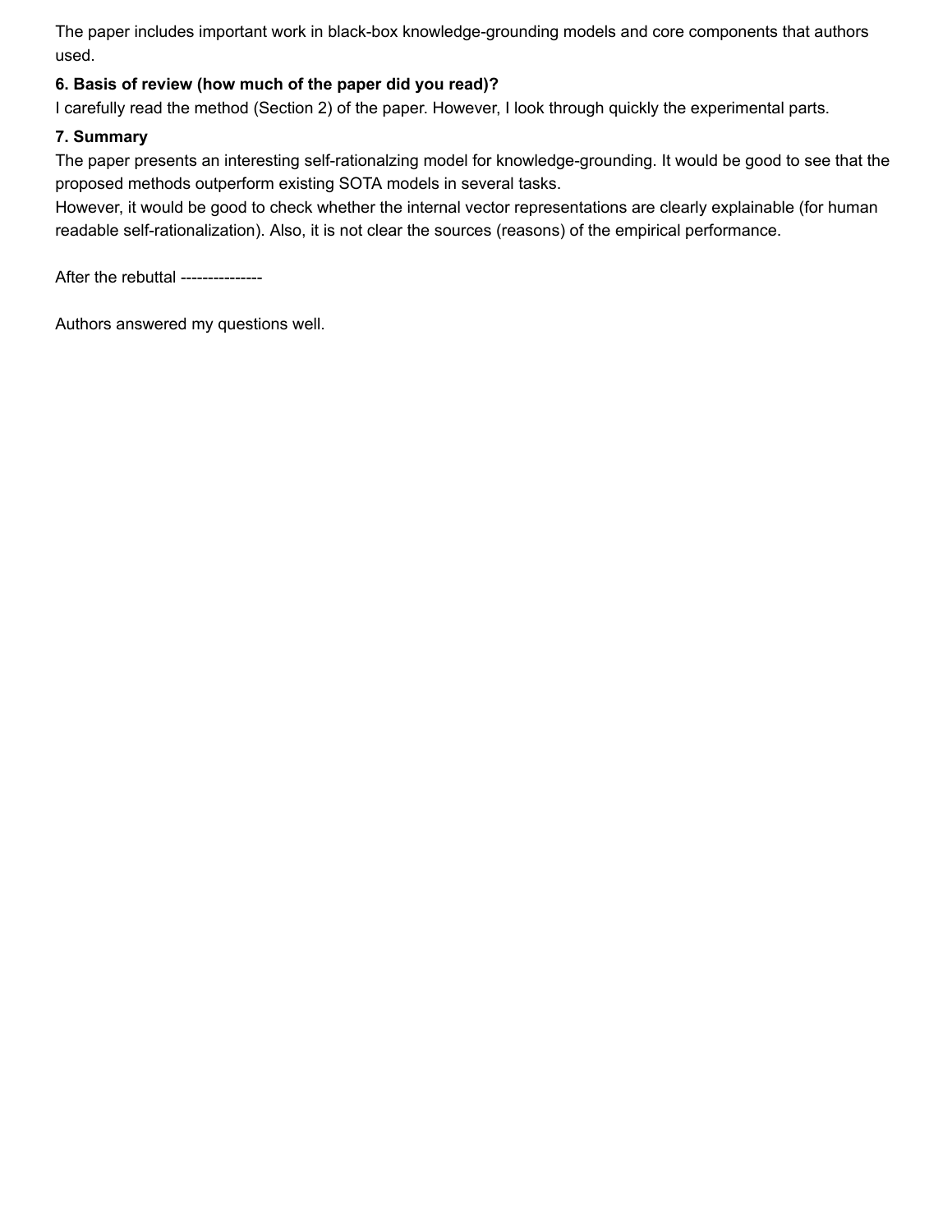The paper includes important work in black-box knowledge-grounding models and core components that authors used.

**6. Basis of review (how much of the paper did you read)?**

I carefully read the method (Section 2) of the paper. However, I look through quickly the experimental parts.

**7. Summary**

The paper presents an interesting self-rationalzing model for knowledge-grounding. It would be good to see that the proposed methods outperform existing SOTA models in several tasks.

However, it would be good to check whether the internal vector representations are clearly explainable (for human readable self-rationalization). Also, it is not clear the sources (reasons) of the empirical performance.

After the rebuttal ---------------

Authors answered my questions well.